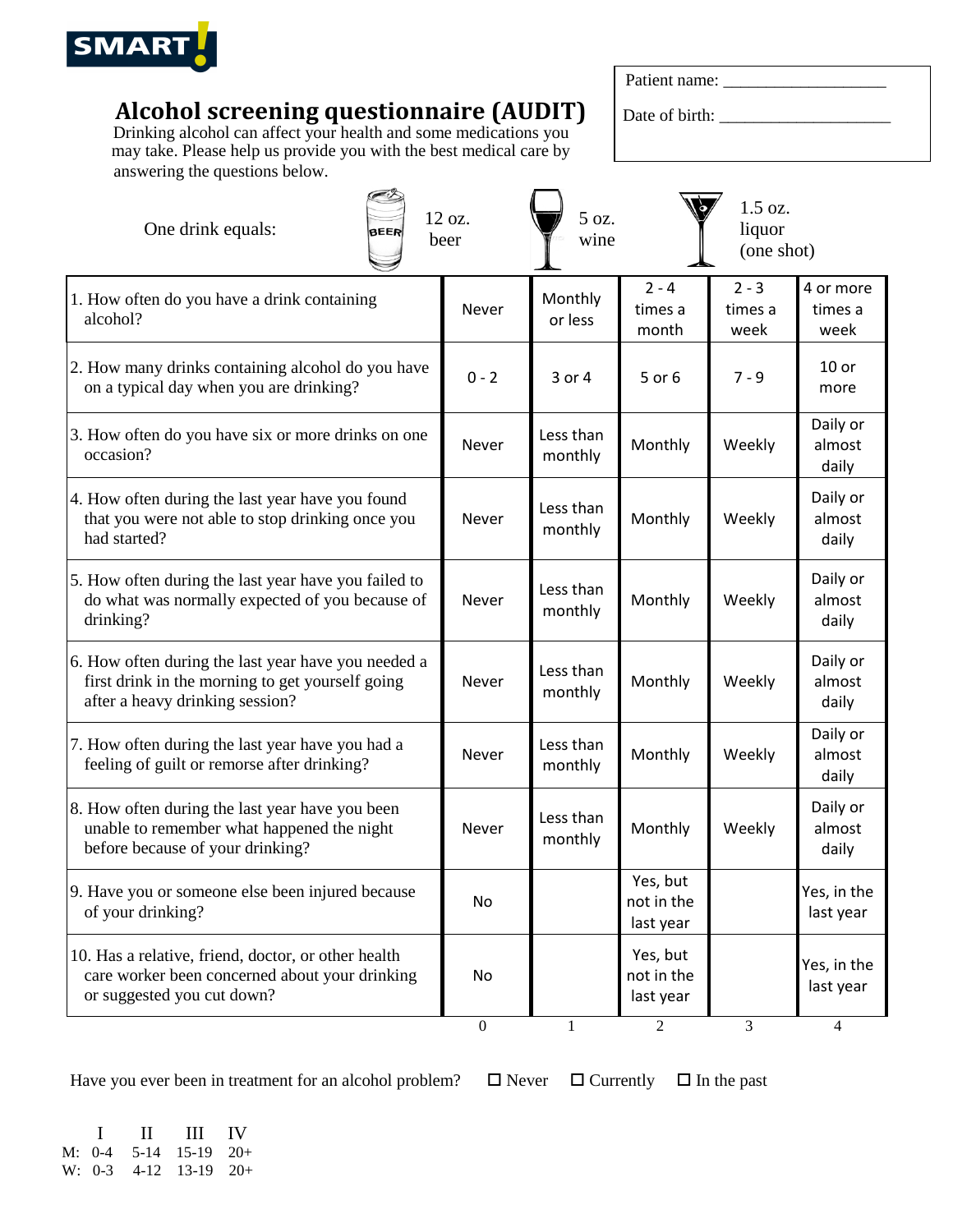SMART!

# Alcohol screening questionnaire (AUDIT)

Drinking alcohol can affect your health and some medications you may take. Please help us provide you with the best medical care by answering the questions below.

Patient name: ____________________

Date of birth: ____________________

One drink equals: 12 oz. beer | 5 oz. wine | 1.5 oz. liquor (one shot)

| Question | | | | | |
|---|---|---|---|---|---|
| 1. How often do you have a drink containing alcohol? | Never | Monthly or less | 2 - 4 times a month | 2 - 3 times a week | 4 or more times a week |
| 2. How many drinks containing alcohol do you have on a typical day when you are drinking? | 0 - 2 | 3 or 4 | 5 or 6 | 7 - 9 | 10 or more |
| 3. How often do you have six or more drinks on one occasion? | Never | Less than monthly | Monthly | Weekly | Daily or almost daily |
| 4. How often during the last year have you found that you were not able to stop drinking once you had started? | Never | Less than monthly | Monthly | Weekly | Daily or almost daily |
| 5. How often during the last year have you failed to do what was normally expected of you because of drinking? | Never | Less than monthly | Monthly | Weekly | Daily or almost daily |
| 6. How often during the last year have you needed a first drink in the morning to get yourself going after a heavy drinking session? | Never | Less than monthly | Monthly | Weekly | Daily or almost daily |
| 7. How often during the last year have you had a feeling of guilt or remorse after drinking? | Never | Less than monthly | Monthly | Weekly | Daily or almost daily |
| 8. How often during the last year have you been unable to remember what happened the night before because of your drinking? | Never | Less than monthly | Monthly | Weekly | Daily or almost daily |
| 9. Have you or someone else been injured because of your drinking? | No | | Yes, but not in the last year | | Yes, in the last year |
| 10. Has a relative, friend, doctor, or other health care worker been concerned about your drinking or suggested you cut down? | No | | Yes, but not in the last year | | Yes, in the last year |
| | 0 | 1 | 2 | 3 | 4 |

Have you ever been in treatment for an alcohol problem? ☐ Never ☐ Currently ☐ In the past

| | I | II | III | IV |
|---|---|---|---|---|
| M: | 0-4 | 5-14 | 15-19 | 20+ |
| W: | 0-3 | 4-12 | 13-19 | 20+ |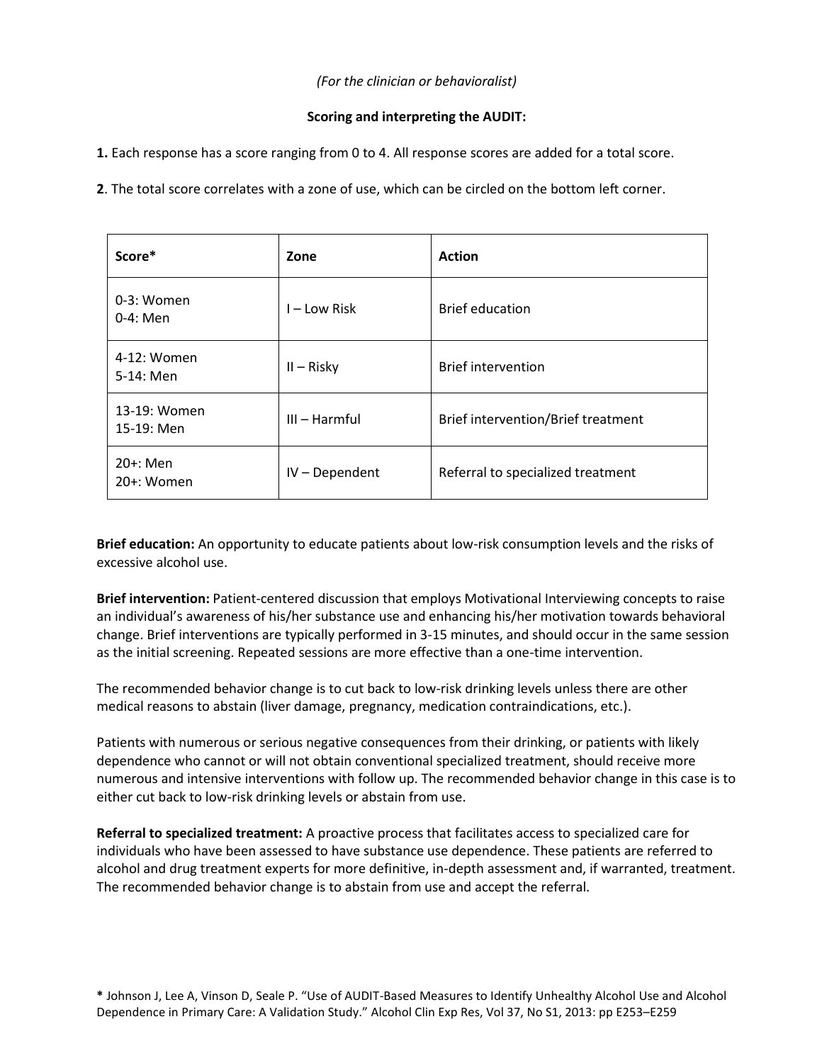*(For the clinician or behavioralist)*

**Scoring and interpreting the AUDIT:**

**1.** Each response has a score ranging from 0 to 4. All response scores are added for a total score.

**2**. The total score correlates with a zone of use, which can be circled on the bottom left corner.

| **Score*** | **Zone** | **Action** |
|---|---|---|
| 0-3: Women<br>0-4: Men | I – Low Risk | Brief education |
| 4-12: Women<br>5-14: Men | II – Risky | Brief intervention |
| 13-19: Women<br>15-19: Men | III – Harmful | Brief intervention/Brief treatment |
| 20+: Men<br>20+: Women | IV – Dependent | Referral to specialized treatment |

**Brief education:** An opportunity to educate patients about low-risk consumption levels and the risks of excessive alcohol use.

**Brief intervention:** Patient-centered discussion that employs Motivational Interviewing concepts to raise an individual's awareness of his/her substance use and enhancing his/her motivation towards behavioral change. Brief interventions are typically performed in 3-15 minutes, and should occur in the same session as the initial screening. Repeated sessions are more effective than a one-time intervention.

The recommended behavior change is to cut back to low-risk drinking levels unless there are other medical reasons to abstain (liver damage, pregnancy, medication contraindications, etc.).

Patients with numerous or serious negative consequences from their drinking, or patients with likely dependence who cannot or will not obtain conventional specialized treatment, should receive more numerous and intensive interventions with follow up. The recommended behavior change in this case is to either cut back to low-risk drinking levels or abstain from use.

**Referral to specialized treatment:** A proactive process that facilitates access to specialized care for individuals who have been assessed to have substance use dependence. These patients are referred to alcohol and drug treatment experts for more definitive, in-depth assessment and, if warranted, treatment. The recommended behavior change is to abstain from use and accept the referral.

**\*** Johnson J, Lee A, Vinson D, Seale P. "Use of AUDIT-Based Measures to Identify Unhealthy Alcohol Use and Alcohol Dependence in Primary Care: A Validation Study." Alcohol Clin Exp Res, Vol 37, No S1, 2013: pp E253–E259